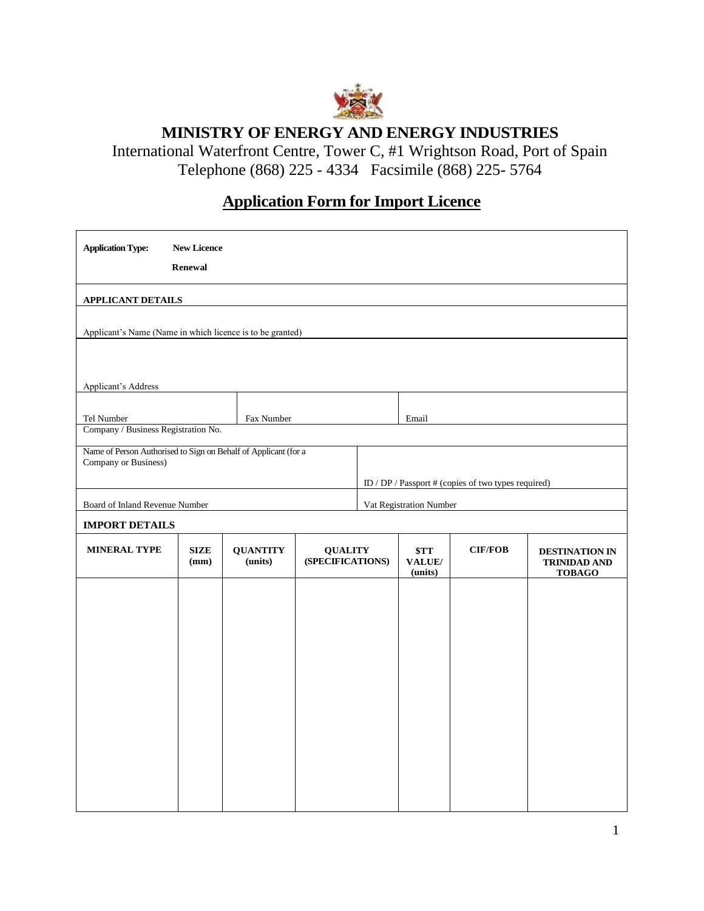# MINISTRY OF ENERGY AND ENERGY INDUSTRIES

International Waterfront Centre, Tower C, #1 Wrightson Road, Port of Spain
Telephone (868) 225 - 4334 Facsimile (868) 225- 5764

## Application Form for Import Licence

**Application Type:** **New Licence**

**Renewal**

**APPLICANT DETAILS**

Applicant's Name (Name in which licence is to be granted)

Applicant's Address

| Tel Number | Fax Number | Email |
|---|---|---|

Company / Business Registration No.

| Name of Person Authorised to Sign on Behalf of Applicant (for a Company or Business) | ID / DP / Passport # (copies of two types required) |
|---|---|
| Board of Inland Revenue Number | Vat Registration Number |

**IMPORT DETAILS**

| MINERAL TYPE | SIZE (mm) | QUANTITY (units) | QUALITY (SPECIFICATIONS) | $TT VALUE/ (units) | CIF/FOB | DESTINATION IN TRINIDAD AND TOBAGO |
|---|---|---|---|---|---|---|
| | | | | | | |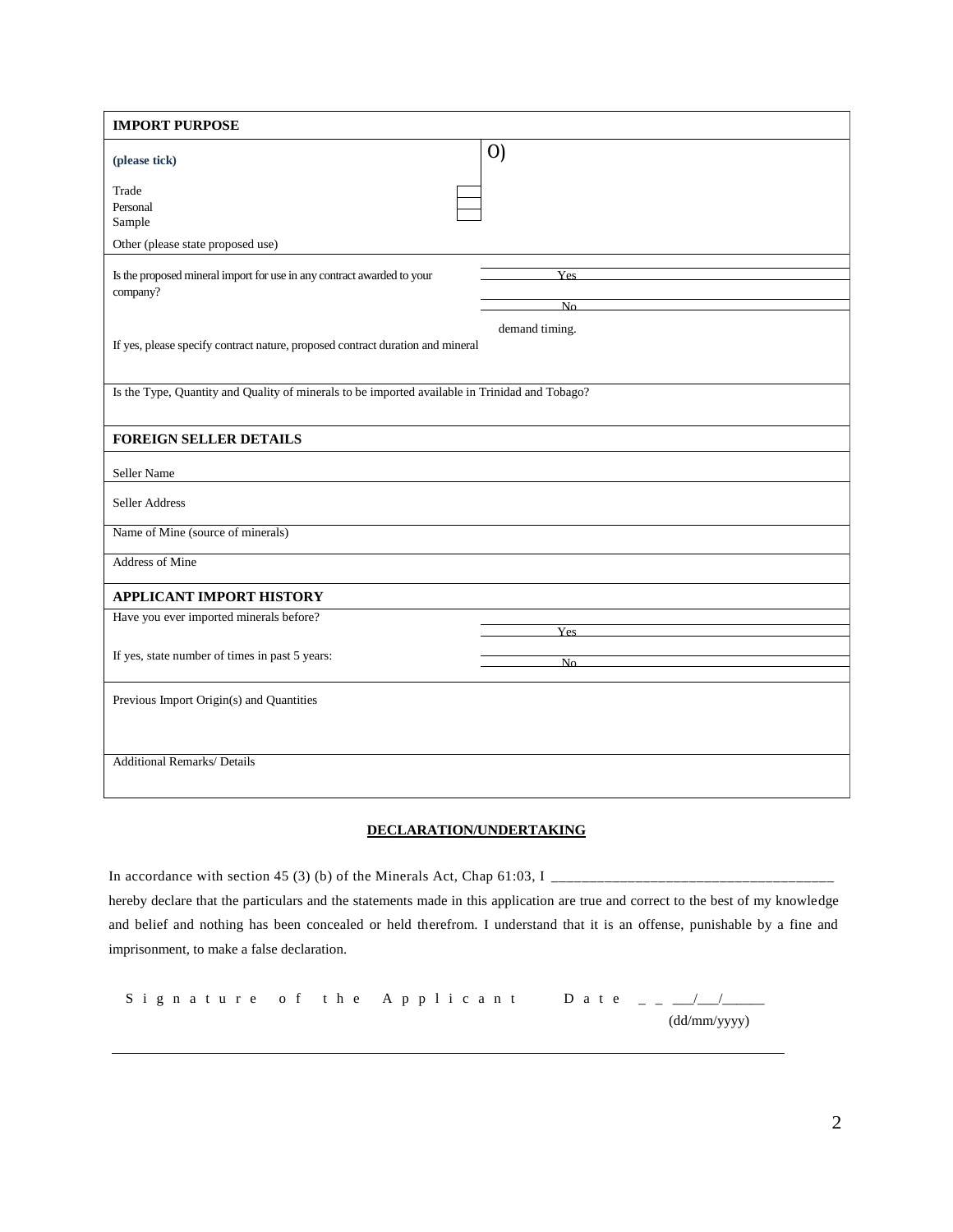| **IMPORT PURPOSE** | |
|---|---|
| **(please tick)** | O) |
| Trade ☐<br>Personal ☐<br>Sample ☐ | |
| Other (please state proposed use) | |
| Is the proposed mineral import for use in any contract awarded to your company? | Yes<br>No |
| If yes, please specify contract nature, proposed contract duration and mineral demand timing. | |
| Is the Type, Quantity and Quality of minerals to be imported available in Trinidad and Tobago? | |
| **FOREIGN SELLER DETAILS** | |
| Seller Name | |
| Seller Address | |
| Name of Mine (source of minerals) | |
| Address of Mine | |
| **APPLICANT IMPORT HISTORY** | |
| Have you ever imported minerals before? | Yes |
| If yes, state number of times in past 5 years: | No |
| Previous Import Origin(s) and Quantities | |
| Additional Remarks/ Details | |

**DECLARATION/UNDERTAKING**

In accordance with section 45 (3) (b) of the Minerals Act, Chap 61:03, I ___________________________________ hereby declare that the particulars and the statements made in this application are true and correct to the best of my knowledge and belief and nothing has been concealed or held therefrom. I understand that it is an offense, punishable by a fine and imprisonment, to make a false declaration.

Signature of the Applicant     Date _ _ ___/___/______
(dd/mm/yyyy)

______________________________________________________________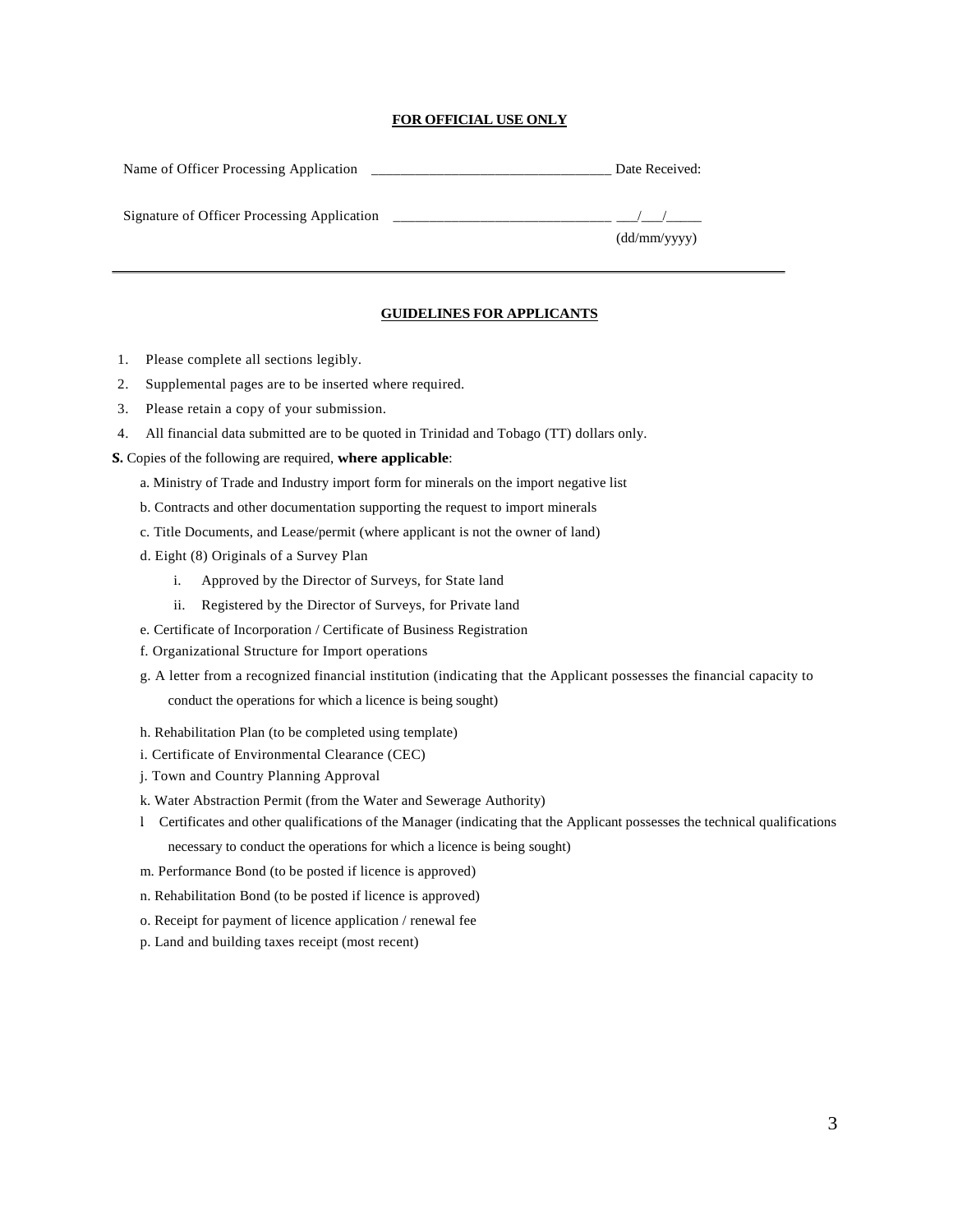**FOR OFFICIAL USE ONLY**

Name of Officer Processing Application ________________________________ Date Received:

Signature of Officer Processing Application ____________________________ ___/___/_____
(dd/mm/yyyy)

---

**GUIDELINES FOR APPLICANTS**

1. Please complete all sections legibly.
2. Supplemental pages are to be inserted where required.
3. Please retain a copy of your submission.
4. All financial data submitted are to be quoted in Trinidad and Tobago (TT) dollars only.

***S.*** Copies of the following are required, **where applicable**:

a. Ministry of Trade and Industry import form for minerals on the import negative list

b. Contracts and other documentation supporting the request to import minerals

c. Title Documents, and Lease/permit (where applicant is not the owner of land)

d. Eight (8) Originals of a Survey Plan

- i. Approved by the Director of Surveys, for State land
- ii. Registered by the Director of Surveys, for Private land

e. Certificate of Incorporation / Certificate of Business Registration

f. Organizational Structure for Import operations

g. A letter from a recognized financial institution (indicating that the Applicant possesses the financial capacity to conduct the operations for which a licence is being sought)

h. Rehabilitation Plan (to be completed using template)

i. Certificate of Environmental Clearance (CEC)

j. Town and Country Planning Approval

k. Water Abstraction Permit (from the Water and Sewerage Authority)

l Certificates and other qualifications of the Manager (indicating that the Applicant possesses the technical qualifications necessary to conduct the operations for which a licence is being sought)

m. Performance Bond (to be posted if licence is approved)

n. Rehabilitation Bond (to be posted if licence is approved)

o. Receipt for payment of licence application / renewal fee

p. Land and building taxes receipt (most recent)